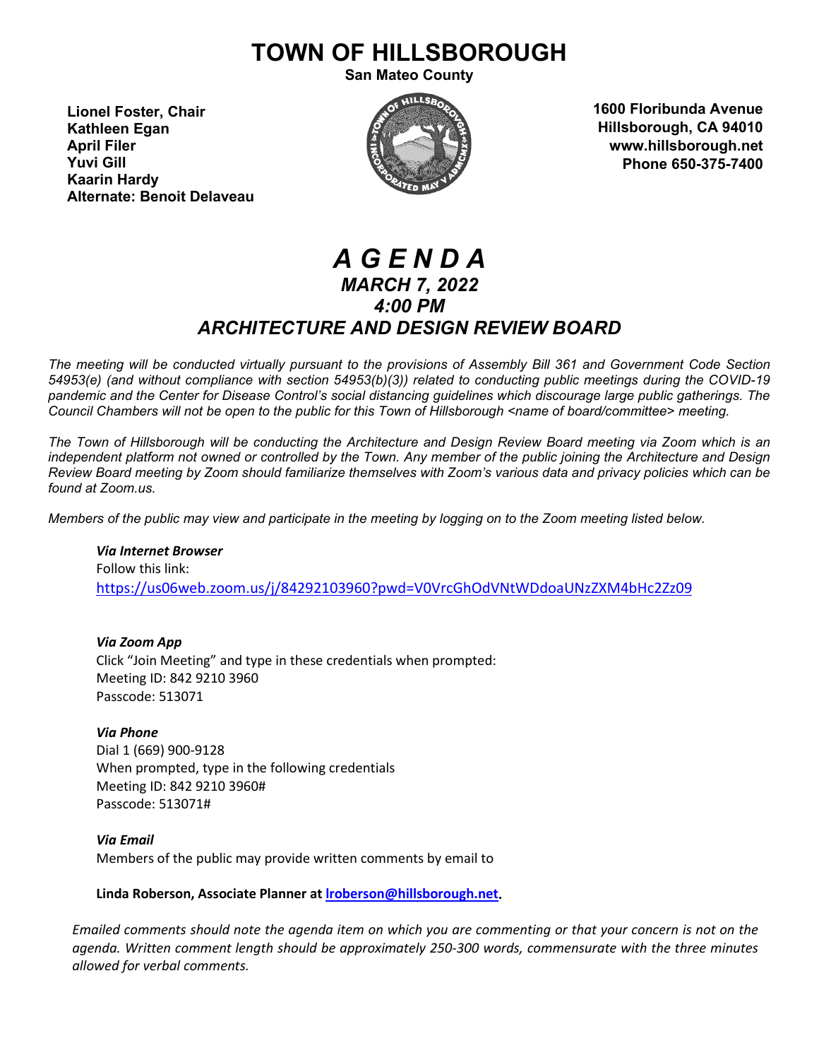# TOWN OF HILLSBOROUGH

**San Mateo County**

**Lionel Foster, Chair**
**Kathleen Egan**
**April Filer**
**Yuvi Gill**
**Kaarin Hardy**
**Alternate: Benoit Delaveau**

**1600 Floribunda Avenue**
**Hillsborough, CA 94010**
**www.hillsborough.net**
**Phone 650-375-7400**

# *A G E N D A*

## *MARCH 7, 2022*

## *4:00 PM*

## *ARCHITECTURE AND DESIGN REVIEW BOARD*

*The meeting will be conducted virtually pursuant to the provisions of Assembly Bill 361 and Government Code Section 54953(e) (and without compliance with section 54953(b)(3)) related to conducting public meetings during the COVID-19 pandemic and the Center for Disease Control's social distancing guidelines which discourage large public gatherings. The Council Chambers will not be open to the public for this Town of Hillsborough <name of board/committee> meeting.*

*The Town of Hillsborough will be conducting the Architecture and Design Review Board meeting via Zoom which is an independent platform not owned or controlled by the Town. Any member of the public joining the Architecture and Design Review Board meeting by Zoom should familiarize themselves with Zoom's various data and privacy policies which can be found at Zoom.us.*

*Members of the public may view and participate in the meeting by logging on to the Zoom meeting listed below.*

***Via Internet Browser***
Follow this link:
https://us06web.zoom.us/j/84292103960?pwd=V0VrcGhOdVNtWDdoaUNzZXM4bHc2Zz09

***Via Zoom App***
Click "Join Meeting" and type in these credentials when prompted:
Meeting ID: 842 9210 3960
Passcode: 513071

***Via Phone***
Dial 1 (669) 900-9128
When prompted, type in the following credentials
Meeting ID: 842 9210 3960#
Passcode: 513071#

***Via Email***
Members of the public may provide written comments by email to

**Linda Roberson, Associate Planner at lroberson@hillsborough.net.**

*Emailed comments should note the agenda item on which you are commenting or that your concern is not on the agenda. Written comment length should be approximately 250-300 words, commensurate with the three minutes allowed for verbal comments.*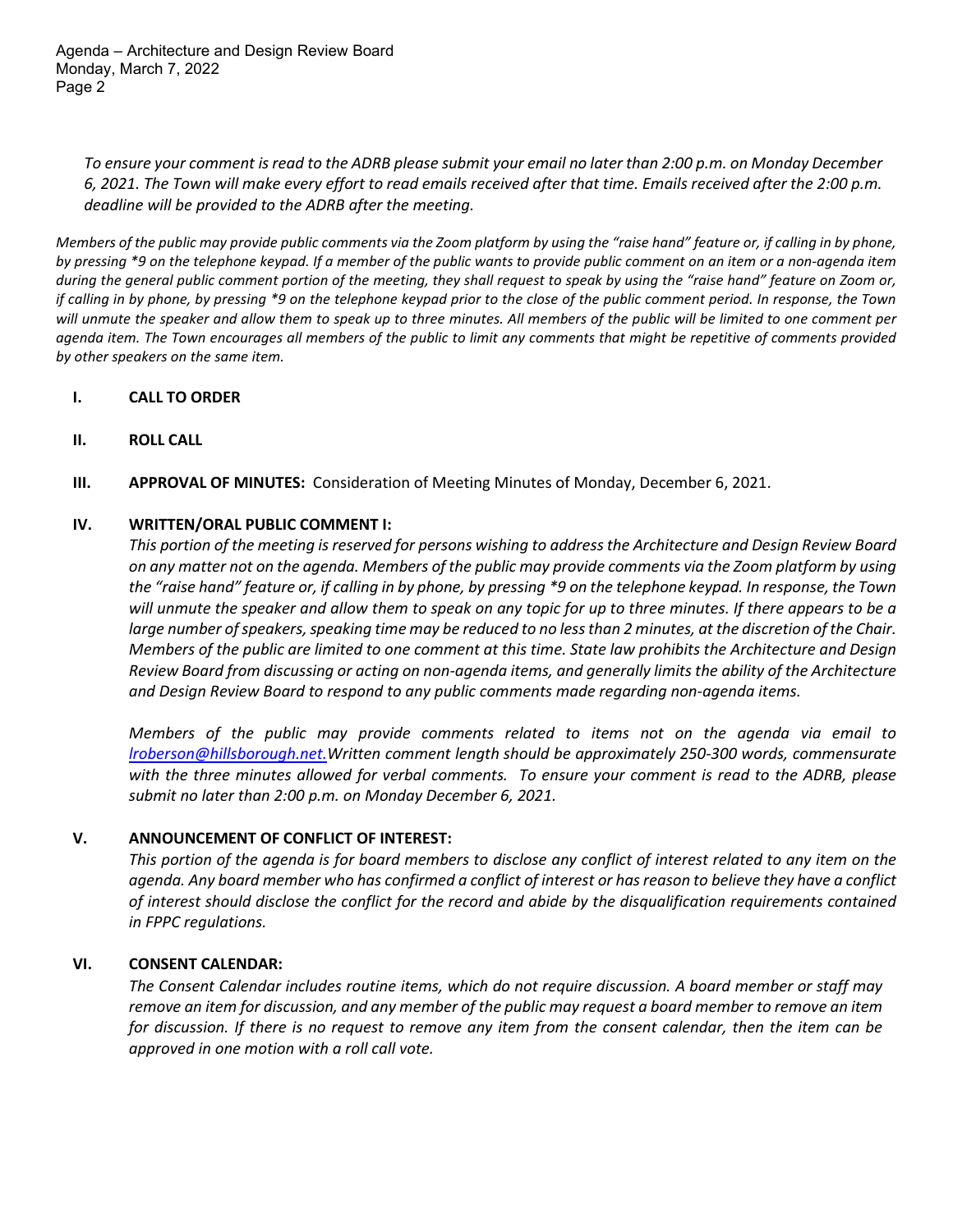*To ensure your comment is read to the ADRB please submit your email no later than 2:00 p.m. on Monday December 6, 2021. The Town will make every effort to read emails received after that time. Emails received after the 2:00 p.m. deadline will be provided to the ADRB after the meeting.*

*Members of the public may provide public comments via the Zoom platform by using the "raise hand" feature or, if calling in by phone, by pressing *9 on the telephone keypad. If a member of the public wants to provide public comment on an item or a non-agenda item during the general public comment portion of the meeting, they shall request to speak by using the "raise hand" feature on Zoom or, if calling in by phone, by pressing *9 on the telephone keypad prior to the close of the public comment period. In response, the Town will unmute the speaker and allow them to speak up to three minutes. All members of the public will be limited to one comment per agenda item. The Town encourages all members of the public to limit any comments that might be repetitive of comments provided by other speakers on the same item.*

**I. CALL TO ORDER**

**II. ROLL CALL**

**III. APPROVAL OF MINUTES:** Consideration of Meeting Minutes of Monday, December 6, 2021.

**IV. WRITTEN/ORAL PUBLIC COMMENT I:**

*This portion of the meeting is reserved for persons wishing to address the Architecture and Design Review Board on any matter not on the agenda. Members of the public may provide comments via the Zoom platform by using the "raise hand" feature or, if calling in by phone, by pressing *9 on the telephone keypad. In response, the Town will unmute the speaker and allow them to speak on any topic for up to three minutes. If there appears to be a large number of speakers, speaking time may be reduced to no less than 2 minutes, at the discretion of the Chair. Members of the public are limited to one comment at this time. State law prohibits the Architecture and Design Review Board from discussing or acting on non-agenda items, and generally limits the ability of the Architecture and Design Review Board to respond to any public comments made regarding non-agenda items.*

*Members of the public may provide comments related to items not on the agenda via email to lroberson@hillsborough.net. Written comment length should be approximately 250-300 words, commensurate with the three minutes allowed for verbal comments. To ensure your comment is read to the ADRB, please submit no later than 2:00 p.m. on Monday December 6, 2021.*

**V. ANNOUNCEMENT OF CONFLICT OF INTEREST:**

*This portion of the agenda is for board members to disclose any conflict of interest related to any item on the agenda. Any board member who has confirmed a conflict of interest or has reason to believe they have a conflict of interest should disclose the conflict for the record and abide by the disqualification requirements contained in FPPC regulations.*

**VI. CONSENT CALENDAR:**

*The Consent Calendar includes routine items, which do not require discussion. A board member or staff may remove an item for discussion, and any member of the public may request a board member to remove an item for discussion. If there is no request to remove any item from the consent calendar, then the item can be approved in one motion with a roll call vote.*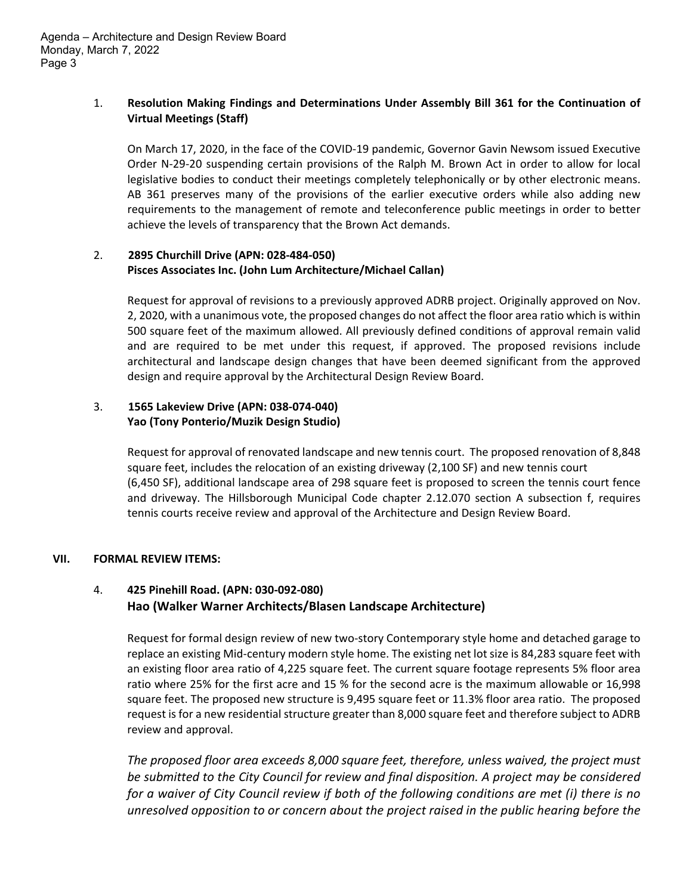1. **Resolution Making Findings and Determinations Under Assembly Bill 361 for the Continuation of Virtual Meetings (Staff)**

   On March 17, 2020, in the face of the COVID-19 pandemic, Governor Gavin Newsom issued Executive Order N-29-20 suspending certain provisions of the Ralph M. Brown Act in order to allow for local legislative bodies to conduct their meetings completely telephonically or by other electronic means. AB 361 preserves many of the provisions of the earlier executive orders while also adding new requirements to the management of remote and teleconference public meetings in order to better achieve the levels of transparency that the Brown Act demands.

2. **2895 Churchill Drive (APN: 028-484-050)**
   **Pisces Associates Inc. (John Lum Architecture/Michael Callan)**

   Request for approval of revisions to a previously approved ADRB project. Originally approved on Nov. 2, 2020, with a unanimous vote, the proposed changes do not affect the floor area ratio which is within 500 square feet of the maximum allowed. All previously defined conditions of approval remain valid and are required to be met under this request, if approved. The proposed revisions include architectural and landscape design changes that have been deemed significant from the approved design and require approval by the Architectural Design Review Board.

3. **1565 Lakeview Drive (APN: 038-074-040)**
   **Yao (Tony Ponterio/Muzik Design Studio)**

   Request for approval of renovated landscape and new tennis court. The proposed renovation of 8,848 square feet, includes the relocation of an existing driveway (2,100 SF) and new tennis court (6,450 SF), additional landscape area of 298 square feet is proposed to screen the tennis court fence and driveway. The Hillsborough Municipal Code chapter 2.12.070 section A subsection f, requires tennis courts receive review and approval of the Architecture and Design Review Board.

## VII. FORMAL REVIEW ITEMS:

4. **425 Pinehill Road. (APN: 030-092-080)**
   **Hao (Walker Warner Architects/Blasen Landscape Architecture)**

   Request for formal design review of new two-story Contemporary style home and detached garage to replace an existing Mid-century modern style home. The existing net lot size is 84,283 square feet with an existing floor area ratio of 4,225 square feet. The current square footage represents 5% floor area ratio where 25% for the first acre and 15 % for the second acre is the maximum allowable or 16,998 square feet. The proposed new structure is 9,495 square feet or 11.3% floor area ratio. The proposed request is for a new residential structure greater than 8,000 square feet and therefore subject to ADRB review and approval.

   *The proposed floor area exceeds 8,000 square feet, therefore, unless waived, the project must be submitted to the City Council for review and final disposition. A project may be considered for a waiver of City Council review if both of the following conditions are met (i) there is no unresolved opposition to or concern about the project raised in the public hearing before the*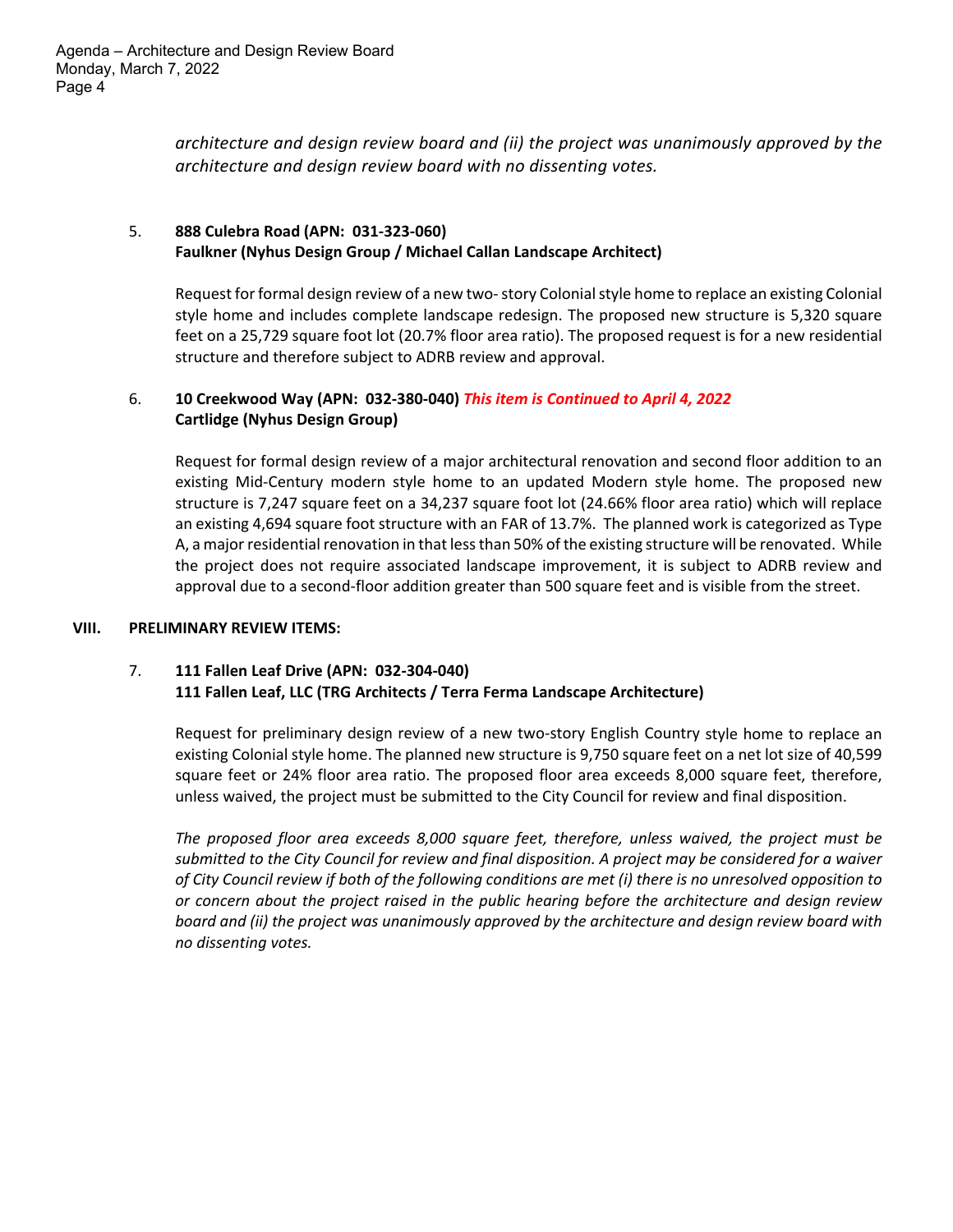*architecture and design review board and (ii) the project was unanimously approved by the architecture and design review board with no dissenting votes.*

5. **888 Culebra Road (APN: 031-323-060)**
   **Faulkner (Nyhus Design Group / Michael Callan Landscape Architect)**

   Request for formal design review of a new two- story Colonial style home to replace an existing Colonial style home and includes complete landscape redesign. The proposed new structure is 5,320 square feet on a 25,729 square foot lot (20.7% floor area ratio). The proposed request is for a new residential structure and therefore subject to ADRB review and approval.

6. **10 Creekwood Way (APN: 032-380-040)** ***This item is Continued to April 4, 2022***
   **Cartlidge (Nyhus Design Group)**

   Request for formal design review of a major architectural renovation and second floor addition to an existing Mid-Century modern style home to an updated Modern style home. The proposed new structure is 7,247 square feet on a 34,237 square foot lot (24.66% floor area ratio) which will replace an existing 4,694 square foot structure with an FAR of 13.7%. The planned work is categorized as Type A, a major residential renovation in that less than 50% of the existing structure will be renovated. While the project does not require associated landscape improvement, it is subject to ADRB review and approval due to a second-floor addition greater than 500 square feet and is visible from the street.

## VIII. PRELIMINARY REVIEW ITEMS:

7. **111 Fallen Leaf Drive (APN: 032-304-040)**
   **111 Fallen Leaf, LLC (TRG Architects / Terra Ferma Landscape Architecture)**

   Request for preliminary design review of a new two-story English Country style home to replace an existing Colonial style home. The planned new structure is 9,750 square feet on a net lot size of 40,599 square feet or 24% floor area ratio. The proposed floor area exceeds 8,000 square feet, therefore, unless waived, the project must be submitted to the City Council for review and final disposition.

   *The proposed floor area exceeds 8,000 square feet, therefore, unless waived, the project must be submitted to the City Council for review and final disposition. A project may be considered for a waiver of City Council review if both of the following conditions are met (i) there is no unresolved opposition to or concern about the project raised in the public hearing before the architecture and design review board and (ii) the project was unanimously approved by the architecture and design review board with no dissenting votes.*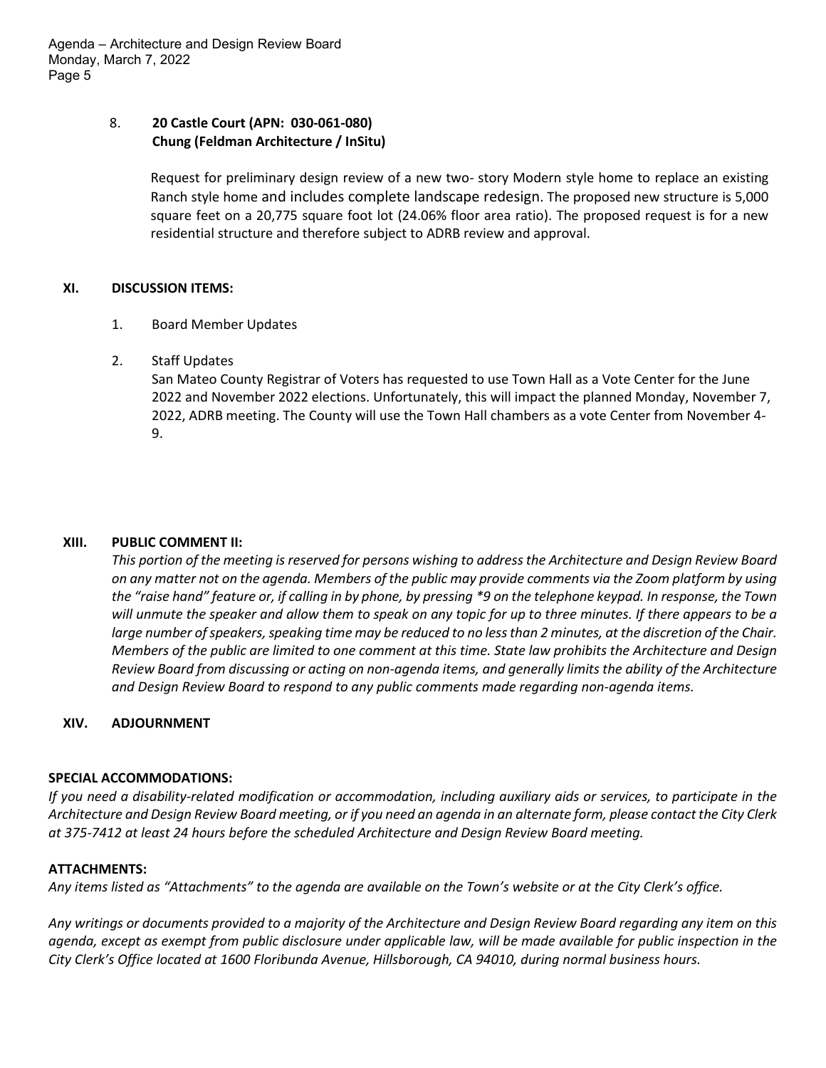8. **20 Castle Court (APN: 030-061-080)**
   **Chung (Feldman Architecture / InSitu)**

   Request for preliminary design review of a new two- story Modern style home to replace an existing Ranch style home and includes complete landscape redesign. The proposed new structure is 5,000 square feet on a 20,775 square foot lot (24.06% floor area ratio). The proposed request is for a new residential structure and therefore subject to ADRB review and approval.

## XI. DISCUSSION ITEMS:

1. Board Member Updates

2. Staff Updates

   San Mateo County Registrar of Voters has requested to use Town Hall as a Vote Center for the June 2022 and November 2022 elections. Unfortunately, this will impact the planned Monday, November 7, 2022, ADRB meeting. The County will use the Town Hall chambers as a vote Center from November 4-9.

## XIII. PUBLIC COMMENT II:

*This portion of the meeting is reserved for persons wishing to address the Architecture and Design Review Board on any matter not on the agenda. Members of the public may provide comments via the Zoom platform by using the "raise hand" feature or, if calling in by phone, by pressing *9 on the telephone keypad. In response, the Town will unmute the speaker and allow them to speak on any topic for up to three minutes. If there appears to be a large number of speakers, speaking time may be reduced to no less than 2 minutes, at the discretion of the Chair. Members of the public are limited to one comment at this time. State law prohibits the Architecture and Design Review Board from discussing or acting on non-agenda items, and generally limits the ability of the Architecture and Design Review Board to respond to any public comments made regarding non-agenda items.*

## XIV. ADJOURNMENT

**SPECIAL ACCOMMODATIONS:**

*If you need a disability-related modification or accommodation, including auxiliary aids or services, to participate in the Architecture and Design Review Board meeting, or if you need an agenda in an alternate form, please contact the City Clerk at 375-7412 at least 24 hours before the scheduled Architecture and Design Review Board meeting.*

**ATTACHMENTS:**

*Any items listed as "Attachments" to the agenda are available on the Town's website or at the City Clerk's office.*

*Any writings or documents provided to a majority of the Architecture and Design Review Board regarding any item on this agenda, except as exempt from public disclosure under applicable law, will be made available for public inspection in the City Clerk's Office located at 1600 Floribunda Avenue, Hillsborough, CA 94010, during normal business hours.*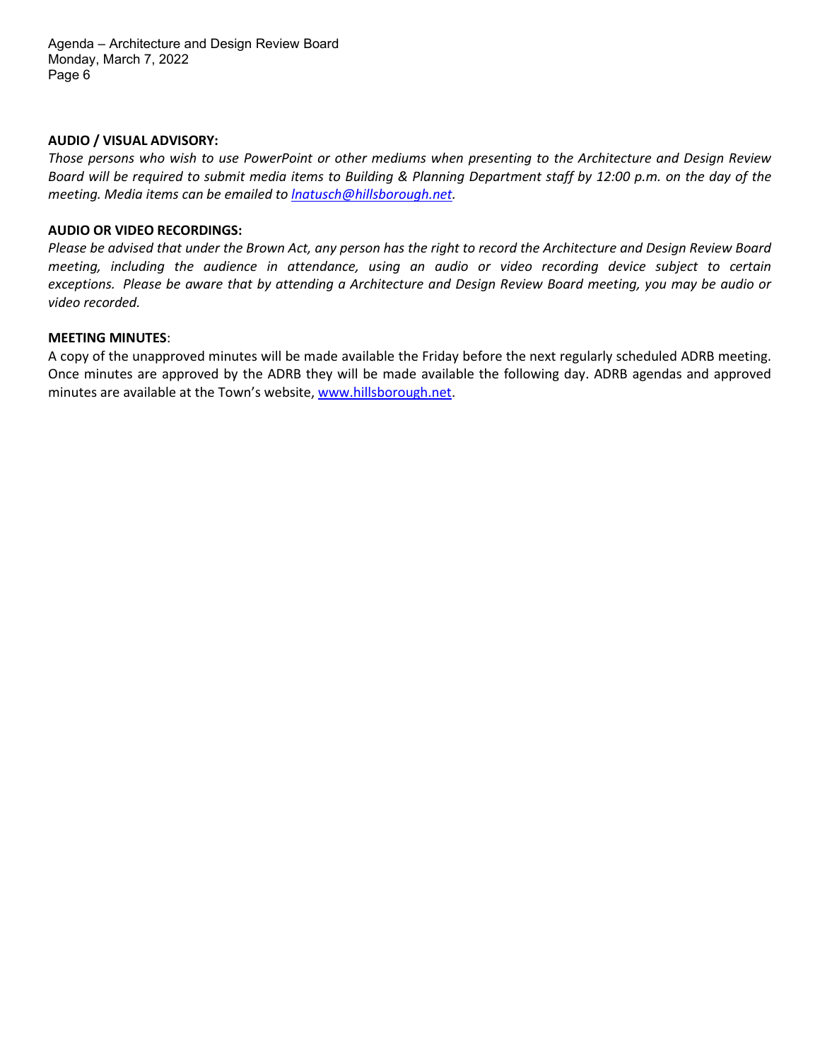**AUDIO / VISUAL ADVISORY:**

*Those persons who wish to use PowerPoint or other mediums when presenting to the Architecture and Design Review Board will be required to submit media items to Building & Planning Department staff by 12:00 p.m. on the day of the meeting. Media items can be emailed to lnatusch@hillsborough.net.*

**AUDIO OR VIDEO RECORDINGS:**

*Please be advised that under the Brown Act, any person has the right to record the Architecture and Design Review Board meeting, including the audience in attendance, using an audio or video recording device subject to certain exceptions. Please be aware that by attending a Architecture and Design Review Board meeting, you may be audio or video recorded.*

**MEETING MINUTES**:

A copy of the unapproved minutes will be made available the Friday before the next regularly scheduled ADRB meeting. Once minutes are approved by the ADRB they will be made available the following day. ADRB agendas and approved minutes are available at the Town's website, www.hillsborough.net.